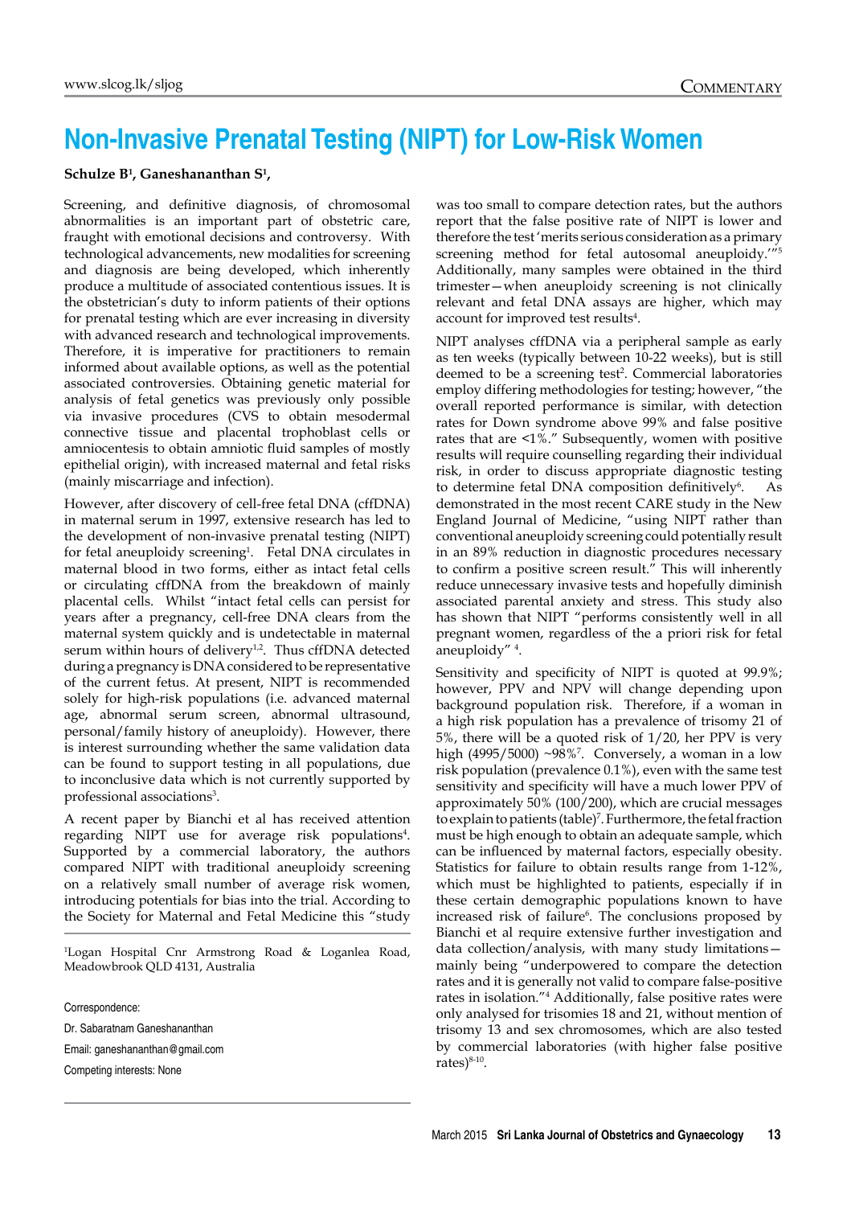# Non-Invasive Prenatal Testing (NIPT) for Low-Risk Women

**Schulze B[1], Ganeshananthan S[1],**

Screening, and definitive diagnosis, of chromosomal abnormalities is an important part of obstetric care, fraught with emotional decisions and controversy. With technological advancements, new modalities for screening and diagnosis are being developed, which inherently produce a multitude of associated contentious issues. It is the obstetrician's duty to inform patients of their options for prenatal testing which are ever increasing in diversity with advanced research and technological improvements. Therefore, it is imperative for practitioners to remain informed about available options, as well as the potential associated controversies. Obtaining genetic material for analysis of fetal genetics was previously only possible via invasive procedures (CVS to obtain mesodermal connective tissue and placental trophoblast cells or amniocentesis to obtain amniotic fluid samples of mostly epithelial origin), with increased maternal and fetal risks (mainly miscarriage and infection).

However, after discovery of cell-free fetal DNA (cffDNA) in maternal serum in 1997, extensive research has led to the development of non-invasive prenatal testing (NIPT) for fetal aneuploidy screening[1]. Fetal DNA circulates in maternal blood in two forms, either as intact fetal cells or circulating cffDNA from the breakdown of mainly placental cells. Whilst "intact fetal cells can persist for years after a pregnancy, cell-free DNA clears from the maternal system quickly and is undetectable in maternal serum within hours of delivery[1,2]. Thus cffDNA detected during a pregnancy is DNA considered to be representative of the current fetus. At present, NIPT is recommended solely for high-risk populations (i.e. advanced maternal age, abnormal serum screen, abnormal ultrasound, personal/family history of aneuploidy). However, there is interest surrounding whether the same validation data can be found to support testing in all populations, due to inconclusive data which is not currently supported by professional associations[3].

A recent paper by Bianchi et al has received attention regarding NIPT use for average risk populations[4]. Supported by a commercial laboratory, the authors compared NIPT with traditional aneuploidy screening on a relatively small number of average risk women, introducing potentials for bias into the trial. According to the Society for Maternal and Fetal Medicine this "study was too small to compare detection rates, but the authors report that the false positive rate of NIPT is lower and therefore the test 'merits serious consideration as a primary screening method for fetal autosomal aneuploidy.'"[5] Additionally, many samples were obtained in the third trimester—when aneuploidy screening is not clinically relevant and fetal DNA assays are higher, which may account for improved test results[4].

NIPT analyses cffDNA via a peripheral sample as early as ten weeks (typically between 10-22 weeks), but is still deemed to be a screening test[2]. Commercial laboratories employ differing methodologies for testing; however, "the overall reported performance is similar, with detection rates for Down syndrome above 99% and false positive rates that are <1%." Subsequently, women with positive results will require counselling regarding their individual risk, in order to discuss appropriate diagnostic testing to determine fetal DNA composition definitively[6]. As demonstrated in the most recent CARE study in the New England Journal of Medicine, "using NIPT rather than conventional aneuploidy screening could potentially result in an 89% reduction in diagnostic procedures necessary to confirm a positive screen result." This will inherently reduce unnecessary invasive tests and hopefully diminish associated parental anxiety and stress. This study also has shown that NIPT "performs consistently well in all pregnant women, regardless of the a priori risk for fetal aneuploidy" [4].

Sensitivity and specificity of NIPT is quoted at 99.9%; however, PPV and NPV will change depending upon background population risk. Therefore, if a woman in a high risk population has a prevalence of trisomy 21 of 5%, there will be a quoted risk of 1/20, her PPV is very high (4995/5000) ~98%[7]. Conversely, a woman in a low risk population (prevalence 0.1%), even with the same test sensitivity and specificity will have a much lower PPV of approximately 50% (100/200), which are crucial messages to explain to patients (table)[7]. Furthermore, the fetal fraction must be high enough to obtain an adequate sample, which can be influenced by maternal factors, especially obesity. Statistics for failure to obtain results range from 1-12%, which must be highlighted to patients, especially if in these certain demographic populations known to have increased risk of failure[6]. The conclusions proposed by Bianchi et al require extensive further investigation and data collection/analysis, with many study limitations—mainly being "underpowered to compare the detection rates and it is generally not valid to compare false-positive rates in isolation."[4] Additionally, false positive rates were only analysed for trisomies 18 and 21, without mention of trisomy 13 and sex chromosomes, which are also tested by commercial laboratories (with higher false positive rates)[8-10].

[1]Logan Hospital Cnr Armstrong Road & Loganlea Road, Meadowbrook QLD 4131, Australia

Correspondence:

Dr. Sabaratnam Ganeshananthan

Email: ganeshananthan@gmail.com

Competing interests: None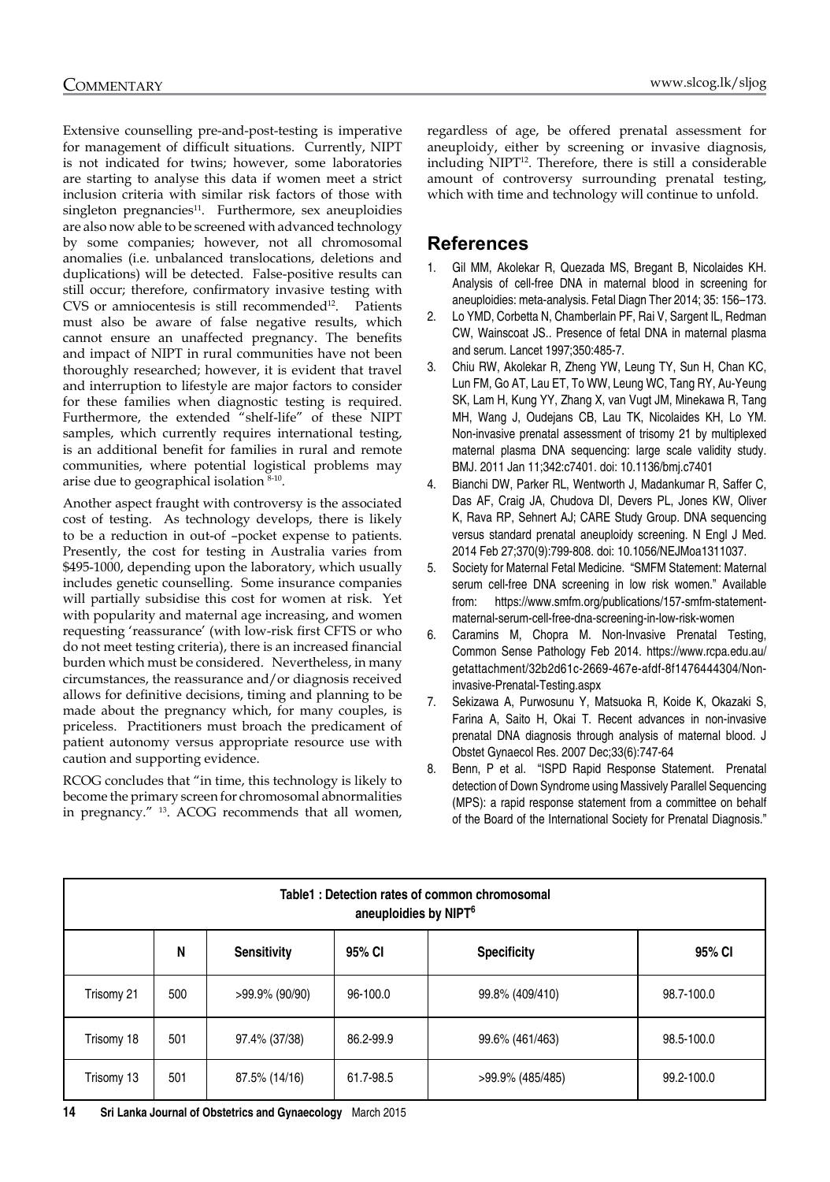Extensive counselling pre-and-post-testing is imperative for management of difficult situations. Currently, NIPT is not indicated for twins; however, some laboratories are starting to analyse this data if women meet a strict inclusion criteria with similar risk factors of those with singleton pregnancies[11]. Furthermore, sex aneuploidies are also now able to be screened with advanced technology by some companies; however, not all chromosomal anomalies (i.e. unbalanced translocations, deletions and duplications) will be detected. False-positive results can still occur; therefore, confirmatory invasive testing with CVS or amniocentesis is still recommended[12]. Patients must also be aware of false negative results, which cannot ensure an unaffected pregnancy. The benefits and impact of NIPT in rural communities have not been thoroughly researched; however, it is evident that travel and interruption to lifestyle are major factors to consider for these families when diagnostic testing is required. Furthermore, the extended "shelf-life" of these NIPT samples, which currently requires international testing, is an additional benefit for families in rural and remote communities, where potential logistical problems may arise due to geographical isolation [8-10].

Another aspect fraught with controversy is the associated cost of testing. As technology develops, there is likely to be a reduction in out-of –pocket expense to patients. Presently, the cost for testing in Australia varies from $495-1000, depending upon the laboratory, which usually includes genetic counselling. Some insurance companies will partially subsidise this cost for women at risk. Yet with popularity and maternal age increasing, and women requesting 'reassurance' (with low-risk first CFTS or who do not meet testing criteria), there is an increased financial burden which must be considered. Nevertheless, in many circumstances, the reassurance and/or diagnosis received allows for definitive decisions, timing and planning to be made about the pregnancy which, for many couples, is priceless. Practitioners must broach the predicament of patient autonomy versus appropriate resource use with caution and supporting evidence.

RCOG concludes that "in time, this technology is likely to become the primary screen for chromosomal abnormalities in pregnancy." [13]. ACOG recommends that all women, regardless of age, be offered prenatal assessment for aneuploidy, either by screening or invasive diagnosis, including NIPT[12]. Therefore, there is still a considerable amount of controversy surrounding prenatal testing, which with time and technology will continue to unfold.

## References

1. Gil MM, Akolekar R, Quezada MS, Bregant B, Nicolaides KH. Analysis of cell-free DNA in maternal blood in screening for aneuploidies: meta-analysis. Fetal Diagn Ther 2014; 35: 156–173.
2. Lo YMD, Corbetta N, Chamberlain PF, Rai V, Sargent IL, Redman CW, Wainscoat JS.. Presence of fetal DNA in maternal plasma and serum. Lancet 1997;350:485-7.
3. Chiu RW, Akolekar R, Zheng YW, Leung TY, Sun H, Chan KC, Lun FM, Go AT, Lau ET, To WW, Leung WC, Tang RY, Au-Yeung SK, Lam H, Kung YY, Zhang X, van Vugt JM, Minekawa R, Tang MH, Wang J, Oudejans CB, Lau TK, Nicolaides KH, Lo YM. Non-invasive prenatal assessment of trisomy 21 by multiplexed maternal plasma DNA sequencing: large scale validity study. BMJ. 2011 Jan 11;342:c7401. doi: 10.1136/bmj.c7401
4. Bianchi DW, Parker RL, Wentworth J, Madankumar R, Saffer C, Das AF, Craig JA, Chudova DI, Devers PL, Jones KW, Oliver K, Rava RP, Sehnert AJ; CARE Study Group. DNA sequencing versus standard prenatal aneuploidy screening. N Engl J Med. 2014 Feb 27;370(9):799-808. doi: 10.1056/NEJMoa1311037.
5. Society for Maternal Fetal Medicine. "SMFM Statement: Maternal serum cell-free DNA screening in low risk women." Available from: https://www.smfm.org/publications/157-smfm-statement-maternal-serum-cell-free-dna-screening-in-low-risk-women
6. Caramins M, Chopra M. Non-Invasive Prenatal Testing, Common Sense Pathology Feb 2014. https://www.rcpa.edu.au/getattachment/32b2d61c-2669-467e-afdf-8f1476444304/Non-invasive-Prenatal-Testing.aspx
7. Sekizawa A, Purwosunu Y, Matsuoka R, Koide K, Okazaki S, Farina A, Saito H, Okai T. Recent advances in non-invasive prenatal DNA diagnosis through analysis of maternal blood. J Obstet Gynaecol Res. 2007 Dec;33(6):747-64
8. Benn, P et al. "ISPD Rapid Response Statement. Prenatal detection of Down Syndrome using Massively Parallel Sequencing (MPS): a rapid response statement from a committee on behalf of the Board of the International Society for Prenatal Diagnosis."

**Table1 : Detection rates of common chromosomal aneuploidies by NIPT[6]**

| | N | Sensitivity | 95% CI | Specificity | 95% CI |
|---|---|---|---|---|---|
| Trisomy 21 | 500 | >99.9% (90/90) | 96-100.0 | 99.8% (409/410) | 98.7-100.0 |
| Trisomy 18 | 501 | 97.4% (37/38) | 86.2-99.9 | 99.6% (461/463) | 98.5-100.0 |
| Trisomy 13 | 501 | 87.5% (14/16) | 61.7-98.5 | >99.9% (485/485) | 99.2-100.0 |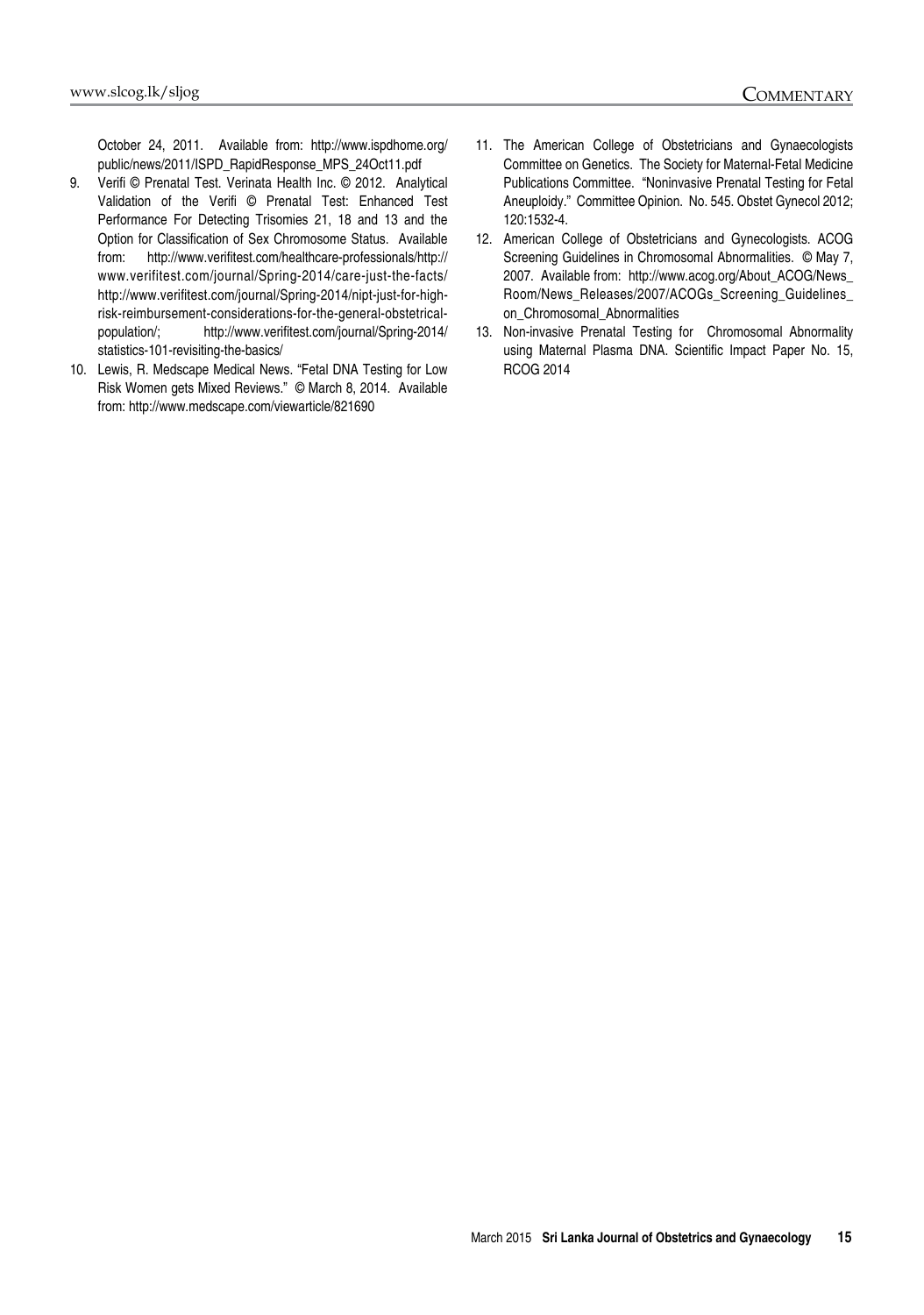October 24, 2011. Available from: http://www.ispdhome.org/public/news/2011/ISPD_RapidResponse_MPS_24Oct11.pdf

9. Verifi © Prenatal Test. Verinata Health Inc. © 2012. Analytical Validation of the Verifi © Prenatal Test: Enhanced Test Performance For Detecting Trisomies 21, 18 and 13 and the Option for Classification of Sex Chromosome Status. Available from: http://www.verifitest.com/healthcare-professionals/http://www.verifitest.com/journal/Spring-2014/care-just-the-facts/ http://www.verifitest.com/journal/Spring-2014/nipt-just-for-high-risk-reimbursement-considerations-for-the-general-obstetrical-population/; http://www.verifitest.com/journal/Spring-2014/statistics-101-revisiting-the-basics/
10. Lewis, R. Medscape Medical News. "Fetal DNA Testing for Low Risk Women gets Mixed Reviews." © March 8, 2014. Available from: http://www.medscape.com/viewarticle/821690
11. The American College of Obstetricians and Gynaecologists Committee on Genetics. The Society for Maternal-Fetal Medicine Publications Committee. "Noninvasive Prenatal Testing for Fetal Aneuploidy." Committee Opinion. No. 545. Obstet Gynecol 2012; 120:1532-4.
12. American College of Obstetricians and Gynecologists. ACOG Screening Guidelines in Chromosomal Abnormalities. © May 7, 2007. Available from: http://www.acog.org/About_ACOG/News_Room/News_Releases/2007/ACOGs_Screening_Guidelines_on_Chromosomal_Abnormalities
13. Non-invasive Prenatal Testing for Chromosomal Abnormality using Maternal Plasma DNA. Scientific Impact Paper No. 15, RCOG 2014